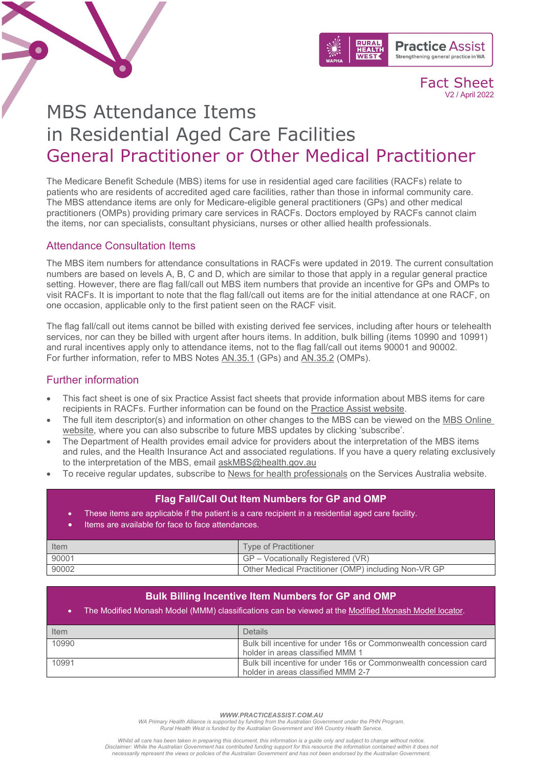Fact Sheet
V2 / April 2022

# MBS Attendance Items in Residential Aged Care Facilities

# General Practitioner or Other Medical Practitioner

The Medicare Benefit Schedule (MBS) items for use in residential aged care facilities (RACFs) relate to patients who are residents of accredited aged care facilities, rather than those in informal community care. The MBS attendance items are only for Medicare-eligible general practitioners (GPs) and other medical practitioners (OMPs) providing primary care services in RACFs. Doctors employed by RACFs cannot claim the items, nor can specialists, consultant physicians, nurses or other allied health professionals.

## Attendance Consultation Items

The MBS item numbers for attendance consultations in RACFs were updated in 2019. The current consultation numbers are based on levels A, B, C and D, which are similar to those that apply in a regular general practice setting. However, there are flag fall/call out MBS item numbers that provide an incentive for GPs and OMPs to visit RACFs. It is important to note that the flag fall/call out items are for the initial attendance at one RACF, on one occasion, applicable only to the first patient seen on the RACF visit.

The flag fall/call out items cannot be billed with existing derived fee services, including after hours or telehealth services, nor can they be billed with urgent after hours items. In addition, bulk billing (items 10990 and 10991) and rural incentives apply only to attendance items, not to the flag fall/call out items 90001 and 90002. For further information, refer to MBS Notes AN.35.1 (GPs) and AN.35.2 (OMPs).

## Further information

- This fact sheet is one of six Practice Assist fact sheets that provide information about MBS items for care recipients in RACFs. Further information can be found on the Practice Assist website.
- The full item descriptor(s) and information on other changes to the MBS can be viewed on the MBS Online website, where you can also subscribe to future MBS updates by clicking 'subscribe'.
- The Department of Health provides email advice for providers about the interpretation of the MBS items and rules, and the Health Insurance Act and associated regulations. If you have a query relating exclusively to the interpretation of the MBS, email askMBS@health.gov.au
- To receive regular updates, subscribe to News for health professionals on the Services Australia website.

### Flag Fall/Call Out Item Numbers for GP and OMP

- These items are applicable if the patient is a care recipient in a residential aged care facility.
- Items are available for face to face attendances.

| Item | Type of Practitioner |
|---|---|
| 90001 | GP – Vocationally Registered (VR) |
| 90002 | Other Medical Practitioner (OMP) including Non-VR GP |

### Bulk Billing Incentive Item Numbers for GP and OMP

- The Modified Monash Model (MMM) classifications can be viewed at the Modified Monash Model locator.

| Item | Details |
|---|---|
| 10990 | Bulk bill incentive for under 16s or Commonwealth concession card holder in areas classified MMM 1 |
| 10991 | Bulk bill incentive for under 16s or Commonwealth concession card holder in areas classified MMM 2-7 |

*WWW.PRACTICEASSIST.COM.AU*

*WA Primary Health Alliance is supported by funding from the Australian Government under the PHN Program. Rural Health West is funded by the Australian Government and WA Country Health Service.*

*Whilst all care has been taken in preparing this document, this information is a guide only and subject to change without notice. Disclaimer: While the Australian Government has contributed funding support for this resource the information contained within it does not necessarily represent the views or policies of the Australian Government and has not been endorsed by the Australian Government.*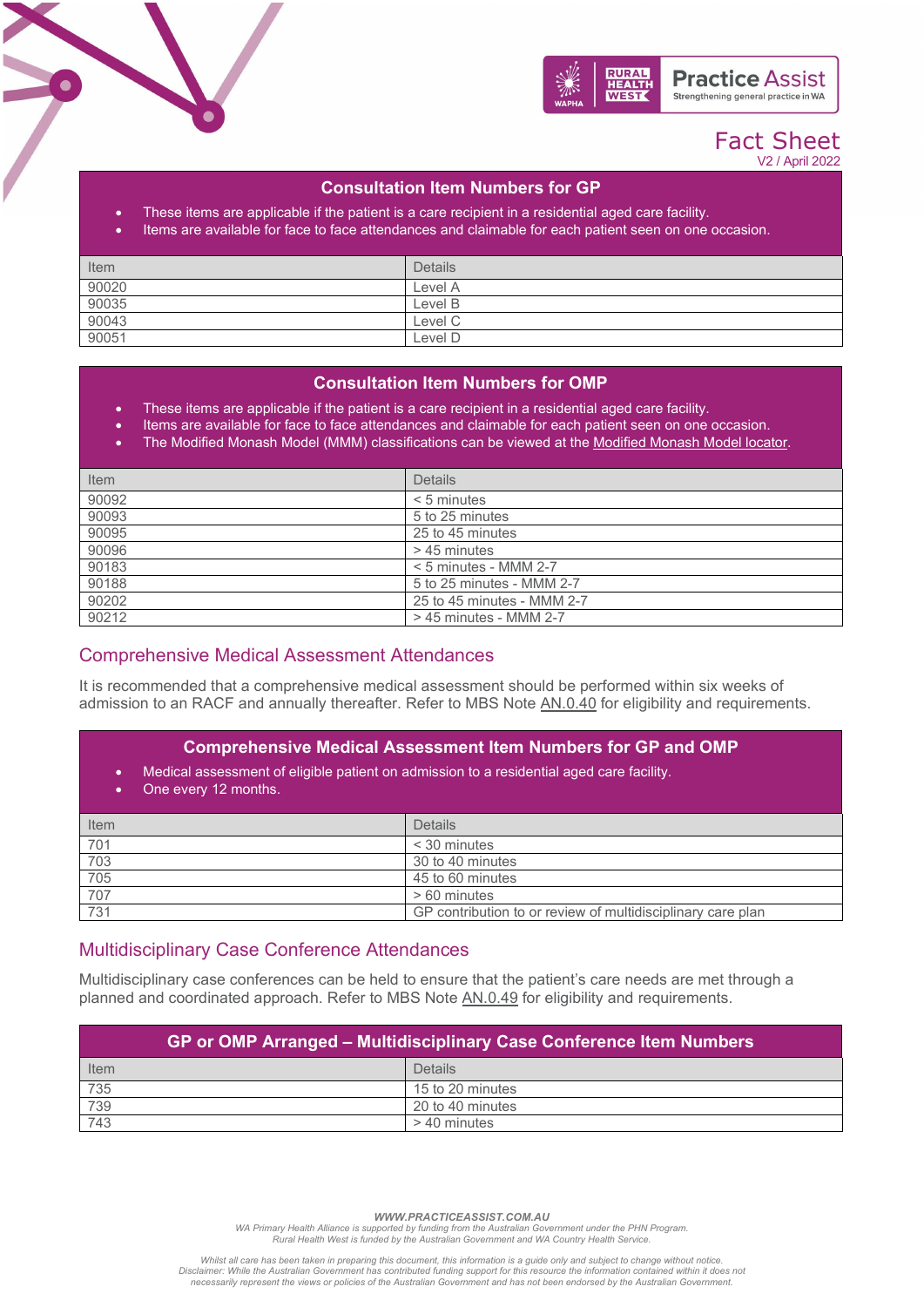# Fact Sheet

V2 / April 2022

## Consultation Item Numbers for GP

- These items are applicable if the patient is a care recipient in a residential aged care facility.
- Items are available for face to face attendances and claimable for each patient seen on one occasion.

| Item | Details |
|---|---|
| 90020 | Level A |
| 90035 | Level B |
| 90043 | Level C |
| 90051 | Level D |

## Consultation Item Numbers for OMP

- These items are applicable if the patient is a care recipient in a residential aged care facility.
- Items are available for face to face attendances and claimable for each patient seen on one occasion.
- The Modified Monash Model (MMM) classifications can be viewed at the Modified Monash Model locator.

| Item | Details |
|---|---|
| 90092 | < 5 minutes |
| 90093 | 5 to 25 minutes |
| 90095 | 25 to 45 minutes |
| 90096 | > 45 minutes |
| 90183 | < 5 minutes - MMM 2-7 |
| 90188 | 5 to 25 minutes - MMM 2-7 |
| 90202 | 25 to 45 minutes - MMM 2-7 |
| 90212 | > 45 minutes - MMM 2-7 |

## Comprehensive Medical Assessment Attendances

It is recommended that a comprehensive medical assessment should be performed within six weeks of admission to an RACF and annually thereafter. Refer to MBS Note AN.0.40 for eligibility and requirements.

## Comprehensive Medical Assessment Item Numbers for GP and OMP

- Medical assessment of eligible patient on admission to a residential aged care facility.
- One every 12 months.

| Item | Details |
|---|---|
| 701 | < 30 minutes |
| 703 | 30 to 40 minutes |
| 705 | 45 to 60 minutes |
| 707 | > 60 minutes |
| 731 | GP contribution to or review of multidisciplinary care plan |

## Multidisciplinary Case Conference Attendances

Multidisciplinary case conferences can be held to ensure that the patient's care needs are met through a planned and coordinated approach. Refer to MBS Note AN.0.49 for eligibility and requirements.

## GP or OMP Arranged – Multidisciplinary Case Conference Item Numbers

| Item | Details |
|---|---|
| 735 | 15 to 20 minutes |
| 739 | 20 to 40 minutes |
| 743 | > 40 minutes |

*Whilst all care has been taken in preparing this document, this information is a guide only and subject to change without notice. Disclaimer: While the Australian Government has contributed funding support for this resource the information contained within it does not necessarily represent the views or policies of the Australian Government and has not been endorsed by the Australian Government.*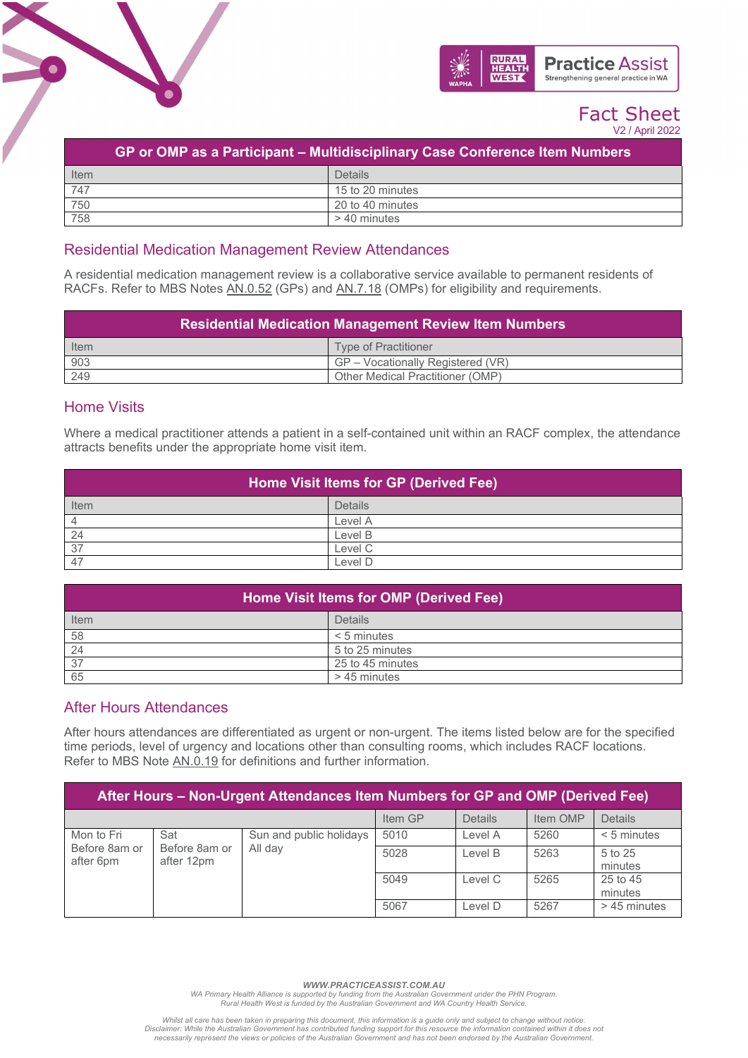| GP or OMP as a Participant – Multidisciplinary Case Conference Item Numbers | |
|---|---|
| Item | Details |
| 747 | 15 to 20 minutes |
| 750 | 20 to 40 minutes |
| 758 | > 40 minutes |

## Residential Medication Management Review Attendances

A residential medication management review is a collaborative service available to permanent residents of RACFs. Refer to MBS Notes AN.0.52 (GPs) and AN.7.18 (OMPs) for eligibility and requirements.

| Residential Medication Management Review Item Numbers | |
|---|---|
| Item | Type of Practitioner |
| 903 | GP – Vocationally Registered (VR) |
| 249 | Other Medical Practitioner (OMP) |

## Home Visits

Where a medical practitioner attends a patient in a self-contained unit within an RACF complex, the attendance attracts benefits under the appropriate home visit item.

| Home Visit Items for GP (Derived Fee) | |
|---|---|
| Item | Details |
| 4 | Level A |
| 24 | Level B |
| 37 | Level C |
| 47 | Level D |

| Home Visit Items for OMP (Derived Fee) | |
|---|---|
| Item | Details |
| 58 | < 5 minutes |
| 24 | 5 to 25 minutes |
| 37 | 25 to 45 minutes |
| 65 | > 45 minutes |

## After Hours Attendances

After hours attendances are differentiated as urgent or non-urgent. The items listed below are for the specified time periods, level of urgency and locations other than consulting rooms, which includes RACF locations. Refer to MBS Note AN.0.19 for definitions and further information.

| After Hours – Non-Urgent Attendances Item Numbers for GP and OMP (Derived Fee) | | | | | | |
|---|---|---|---|---|---|---|
| | | | Item GP | Details | Item OMP | Details |
| Mon to Fri Before 8am or after 6pm | Sat Before 8am or after 12pm | Sun and public holidays All day | 5010 | Level A | 5260 | < 5 minutes |
| | | | 5028 | Level B | 5263 | 5 to 25 minutes |
| | | | 5049 | Level C | 5265 | 25 to 45 minutes |
| | | | 5067 | Level D | 5267 | > 45 minutes |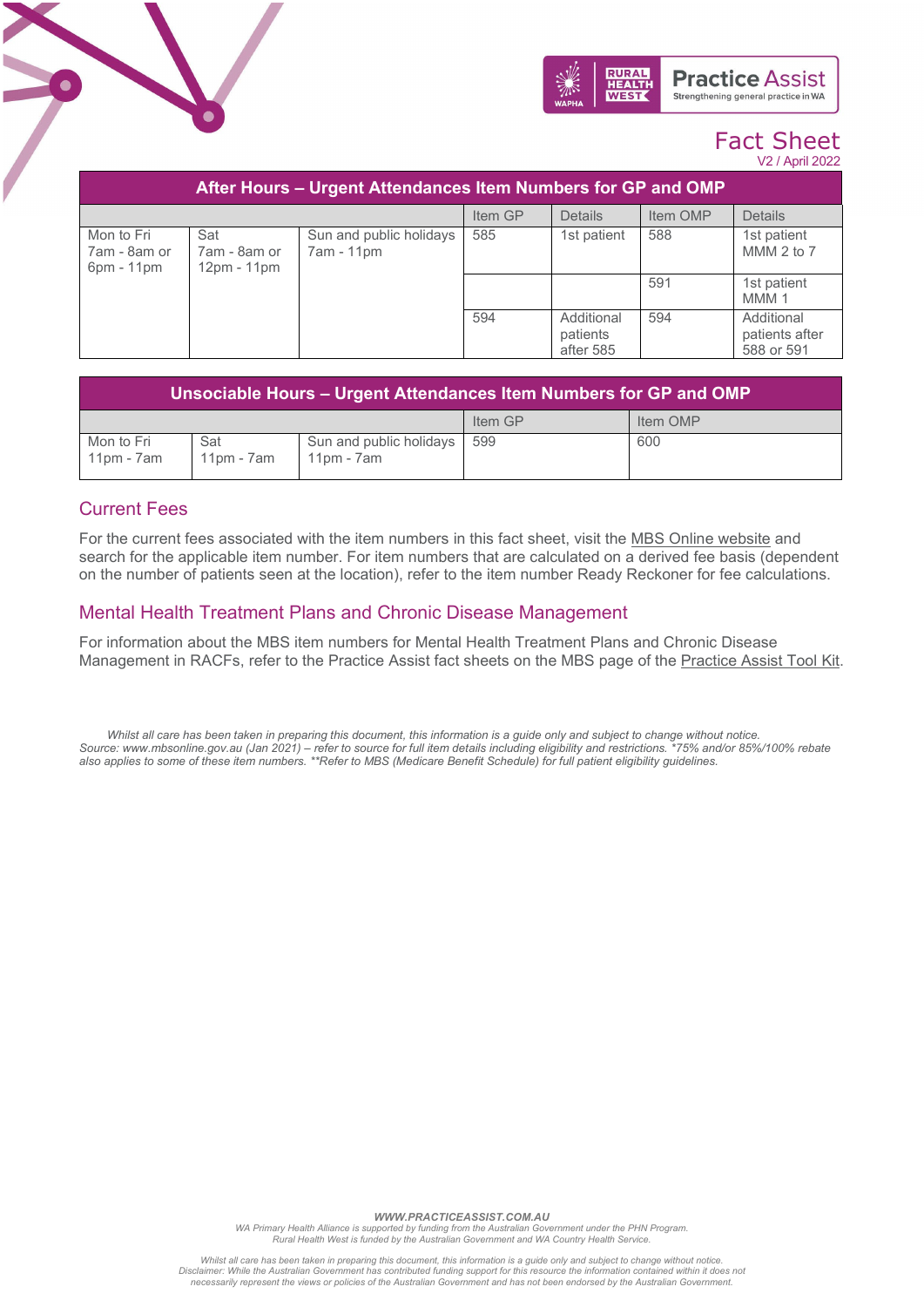Fact Sheet
V2 / April 2022

## After Hours – Urgent Attendances Item Numbers for GP and OMP

| | | | Item GP | Details | Item OMP | Details |
|---|---|---|---|---|---|---|
| Mon to Fri 7am - 8am or 6pm - 11pm | Sat 7am - 8am or 12pm - 11pm | Sun and public holidays 7am - 11pm | 585 | 1st patient | 588 | 1st patient MMM 2 to 7 |
| | | | | | 591 | 1st patient MMM 1 |
| | | | 594 | Additional patients after 585 | 594 | Additional patients after 588 or 591 |

## Unsociable Hours – Urgent Attendances Item Numbers for GP and OMP

| | | | Item GP | Item OMP |
|---|---|---|---|---|
| Mon to Fri 11pm - 7am | Sat 11pm - 7am | Sun and public holidays 11pm - 7am | 599 | 600 |

## Current Fees

For the current fees associated with the item numbers in this fact sheet, visit the MBS Online website and search for the applicable item number. For item numbers that are calculated on a derived fee basis (dependent on the number of patients seen at the location), refer to the item number Ready Reckoner for fee calculations.

## Mental Health Treatment Plans and Chronic Disease Management

For information about the MBS item numbers for Mental Health Treatment Plans and Chronic Disease Management in RACFs, refer to the Practice Assist fact sheets on the MBS page of the Practice Assist Tool Kit.

*Whilst all care has been taken in preparing this document, this information is a guide only and subject to change without notice. Source: www.mbsonline.gov.au (Jan 2021) – refer to source for full item details including eligibility and restrictions. *75% and/or 85%/100% rebate also applies to some of these item numbers. **Refer to MBS (Medicare Benefit Schedule) for full patient eligibility guidelines.*